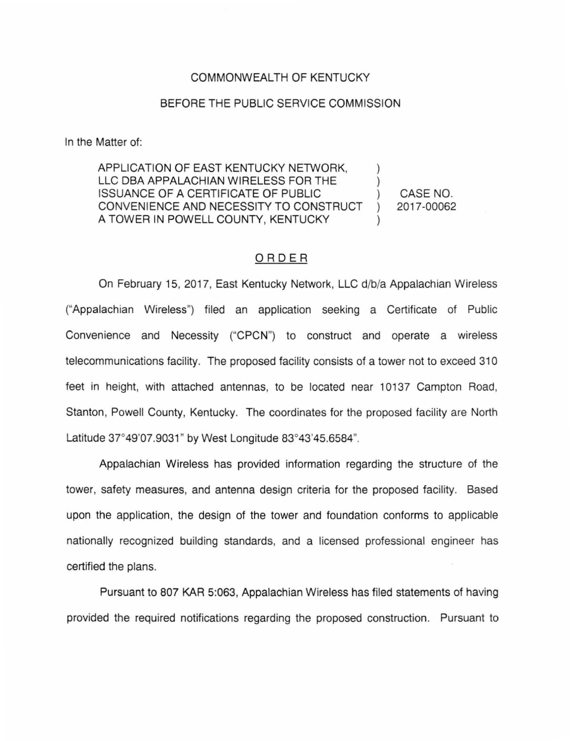COMMONWEALTH OF KENTUCKY

BEFORE THE PUBLIC SERVICE COMMISSION

In the Matter of:

| | | |
|---|---|---|
| APPLICATION OF EAST KENTUCKY NETWORK, LLC DBA APPALACHIAN WIRELESS FOR THE ISSUANCE OF A CERTIFICATE OF PUBLIC CONVENIENCE AND NECESSITY TO CONSTRUCT A TOWER IN POWELL COUNTY, KENTUCKY | ) ) ) ) ) | CASE NO. 2017-00062 |

## ORDER

On February 15, 2017, East Kentucky Network, LLC d/b/a Appalachian Wireless ("Appalachian Wireless") filed an application seeking a Certificate of Public Convenience and Necessity ("CPCN") to construct and operate a wireless telecommunications facility. The proposed facility consists of a tower not to exceed 310 feet in height, with attached antennas, to be located near 10137 Campton Road, Stanton, Powell County, Kentucky. The coordinates for the proposed facility are North Latitude 37°49'07.9031" by West Longitude 83°43'45.6584".

Appalachian Wireless has provided information regarding the structure of the tower, safety measures, and antenna design criteria for the proposed facility. Based upon the application, the design of the tower and foundation conforms to applicable nationally recognized building standards, and a licensed professional engineer has certified the plans.

Pursuant to 807 KAR 5:063, Appalachian Wireless has filed statements of having provided the required notifications regarding the proposed construction. Pursuant to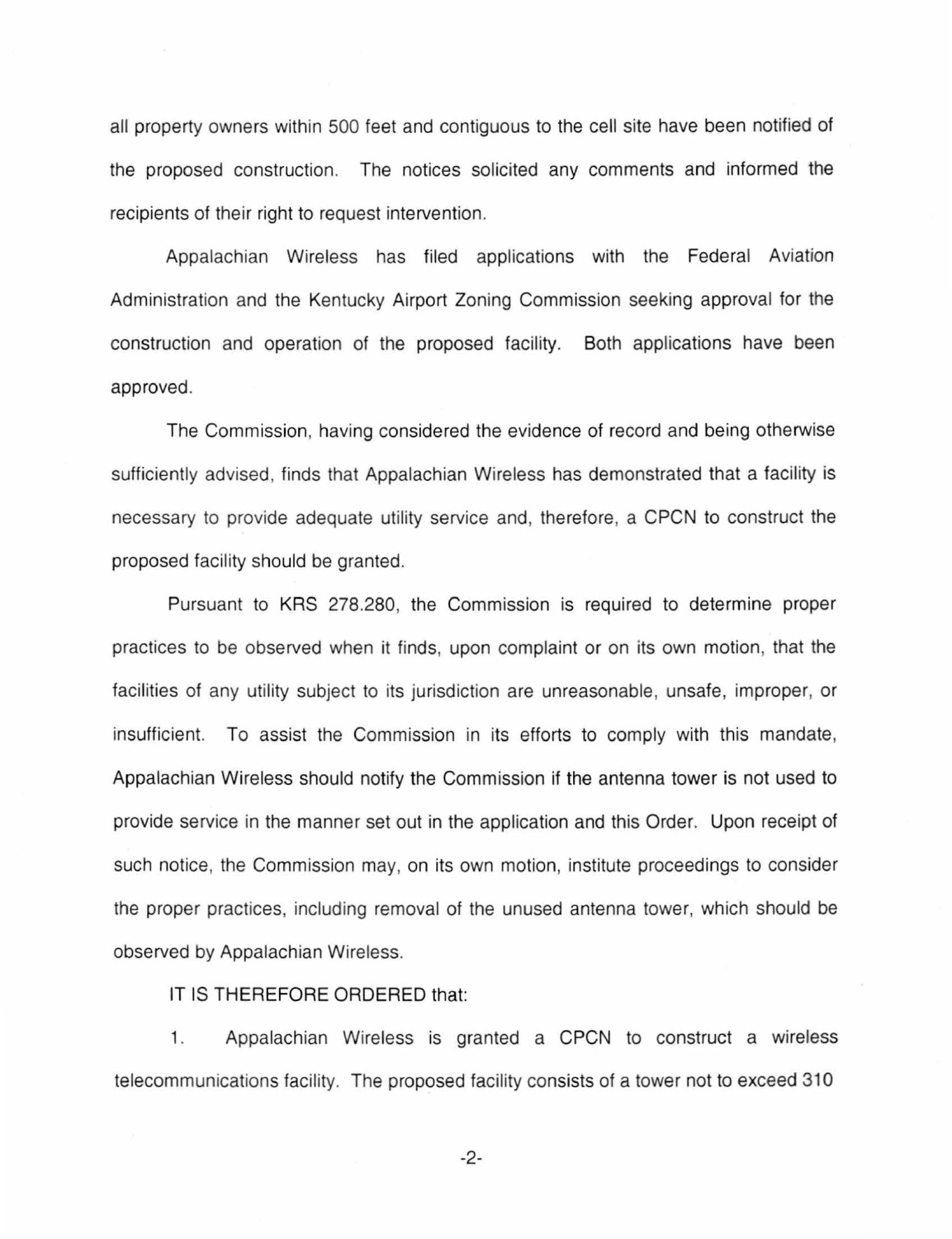all property owners within 500 feet and contiguous to the cell site have been notified of the proposed construction. The notices solicited any comments and informed the recipients of their right to request intervention.

Appalachian Wireless has filed applications with the Federal Aviation Administration and the Kentucky Airport Zoning Commission seeking approval for the construction and operation of the proposed facility. Both applications have been approved.

The Commission, having considered the evidence of record and being otherwise sufficiently advised, finds that Appalachian Wireless has demonstrated that a facility is necessary to provide adequate utility service and, therefore, a CPCN to construct the proposed facility should be granted.

Pursuant to KRS 278.280, the Commission is required to determine proper practices to be observed when it finds, upon complaint or on its own motion, that the facilities of any utility subject to its jurisdiction are unreasonable, unsafe, improper, or insufficient. To assist the Commission in its efforts to comply with this mandate, Appalachian Wireless should notify the Commission if the antenna tower is not used to provide service in the manner set out in the application and this Order. Upon receipt of such notice, the Commission may, on its own motion, institute proceedings to consider the proper practices, including removal of the unused antenna tower, which should be observed by Appalachian Wireless.

IT IS THEREFORE ORDERED that:

1. Appalachian Wireless is granted a CPCN to construct a wireless telecommunications facility. The proposed facility consists of a tower not to exceed 310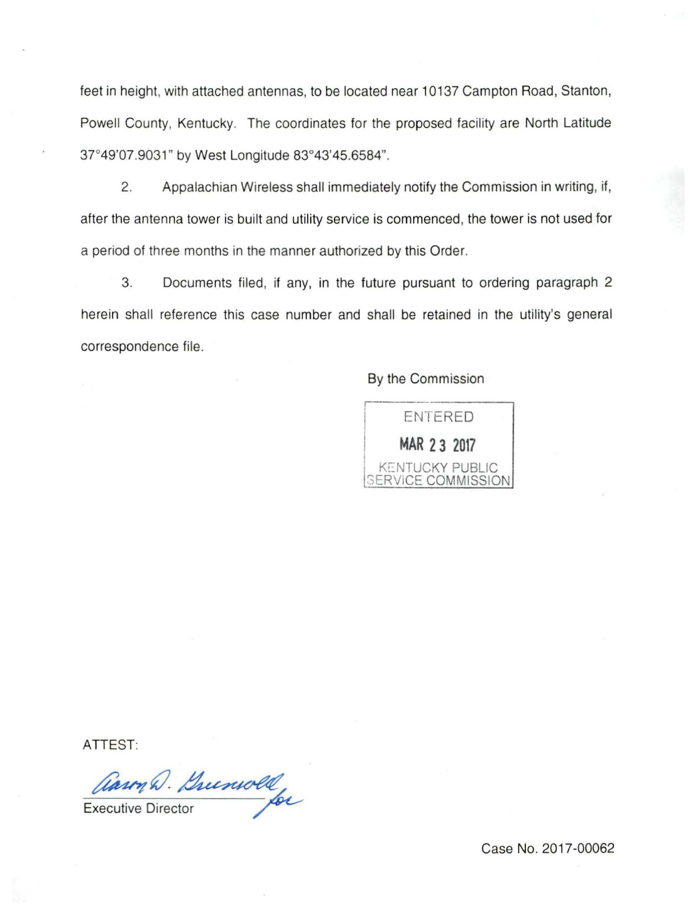feet in height, with attached antennas, to be located near 10137 Campton Road, Stanton, Powell County, Kentucky. The coordinates for the proposed facility are North Latitude 37°49'07.9031" by West Longitude 83°43'45.6584".

2. Appalachian Wireless shall immediately notify the Commission in writing, if, after the antenna tower is built and utility service is commenced, the tower is not used for a period of three months in the manner authorized by this Order.

3. Documents filed, if any, in the future pursuant to ordering paragraph 2 herein shall reference this case number and shall be retained in the utility's general correspondence file.

By the Commission

ENTERED
MAR 23 2017
KENTUCKY PUBLIC SERVICE COMMISSION

ATTEST:

Aaron D. Greenwell for

Executive Director

Case No. 2017-00062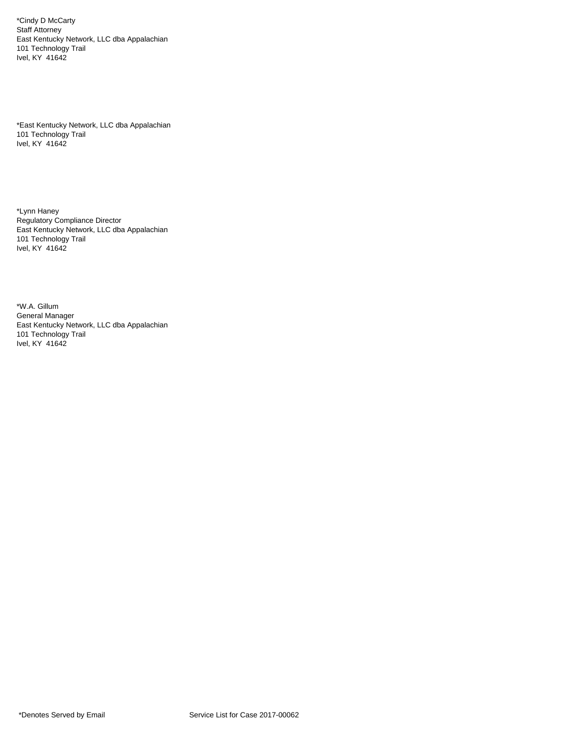*Cindy D McCarty
Staff Attorney
East Kentucky Network, LLC dba Appalachian
101 Technology Trail
Ivel, KY 41642

*East Kentucky Network, LLC dba Appalachian
101 Technology Trail
Ivel, KY 41642

*Lynn Haney
Regulatory Compliance Director
East Kentucky Network, LLC dba Appalachian
101 Technology Trail
Ivel, KY 41642

*W.A. Gillum
General Manager
East Kentucky Network, LLC dba Appalachian
101 Technology Trail
Ivel, KY 41642